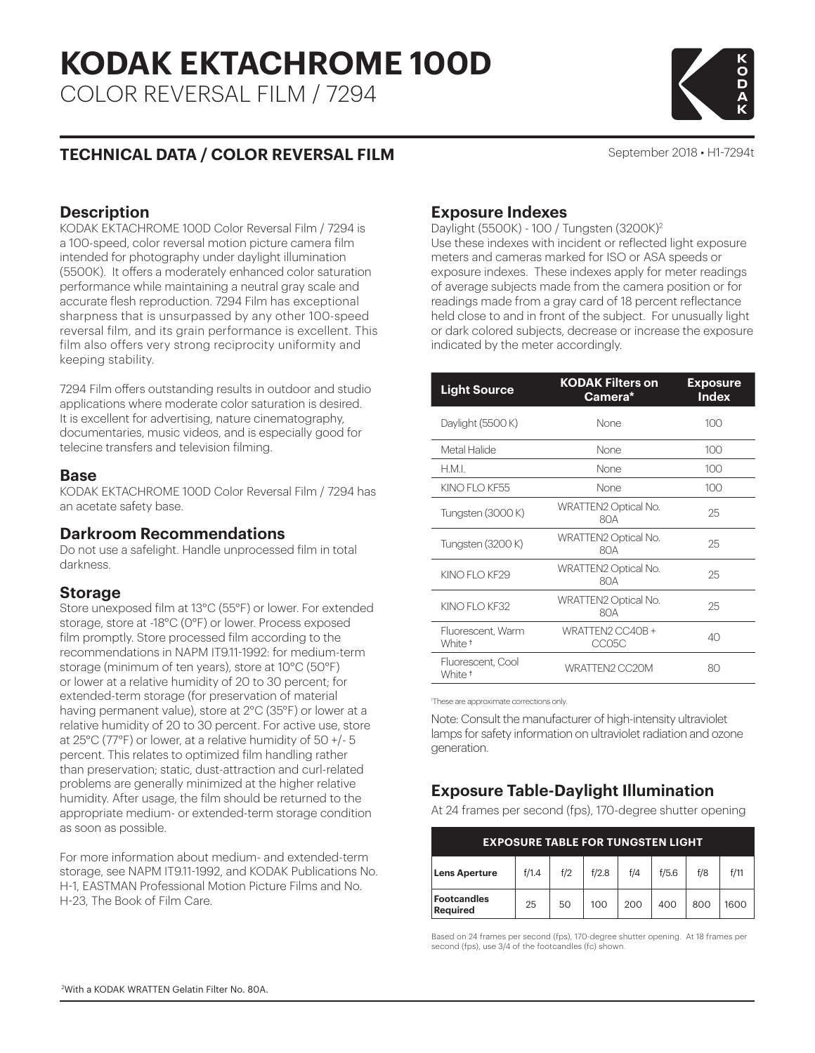# KODAK EKTACHROME 100D

COLOR REVERSAL FILM / 7294

## TECHNICAL DATA / COLOR REVERSAL FILM

September 2018 • H1-7294t

### Description

KODAK EKTACHROME 100D Color Reversal Film / 7294 is a 100-speed, color reversal motion picture camera film intended for photography under daylight illumination (5500K). It offers a moderately enhanced color saturation performance while maintaining a neutral gray scale and accurate flesh reproduction. 7294 Film has exceptional sharpness that is unsurpassed by any other 100-speed reversal film, and its grain performance is excellent. This film also offers very strong reciprocity uniformity and keeping stability.

7294 Film offers outstanding results in outdoor and studio applications where moderate color saturation is desired. It is excellent for advertising, nature cinematography, documentaries, music videos, and is especially good for telecine transfers and television filming.

### Base

KODAK EKTACHROME 100D Color Reversal Film / 7294 has an acetate safety base.

### Darkroom Recommendations

Do not use a safelight. Handle unprocessed film in total darkness.

### Storage

Store unexposed film at 13°C (55°F) or lower. For extended storage, store at -18°C (0°F) or lower. Process exposed film promptly. Store processed film according to the recommendations in NAPM IT9.11-1992: for medium-term storage (minimum of ten years), store at 10°C (50°F) or lower at a relative humidity of 20 to 30 percent; for extended-term storage (for preservation of material having permanent value), store at 2°C (35°F) or lower at a relative humidity of 20 to 30 percent. For active use, store at 25°C (77°F) or lower, at a relative humidity of 50 +/- 5 percent. This relates to optimized film handling rather than preservation; static, dust-attraction and curl-related problems are generally minimized at the higher relative humidity. After usage, the film should be returned to the appropriate medium- or extended-term storage condition as soon as possible.

For more information about medium- and extended-term storage, see NAPM IT9.11-1992, and KODAK Publications No. H-1, EASTMAN Professional Motion Picture Films and No. H-23, The Book of Film Care.

### Exposure Indexes

Daylight (5500K) - 100 / Tungsten (3200K)[2]

Use these indexes with incident or reflected light exposure meters and cameras marked for ISO or ASA speeds or exposure indexes. These indexes apply for meter readings of average subjects made from the camera position or for readings made from a gray card of 18 percent reflectance held close to and in front of the subject. For unusually light or dark colored subjects, decrease or increase the exposure indicated by the meter accordingly.

| Light Source | KODAK Filters on Camera* | Exposure Index |
|---|---|---|
| Daylight (5500 K) | None | 100 |
| Metal Halide | None | 100 |
| H.M.I. | None | 100 |
| KINO FLO KF55 | None | 100 |
| Tungsten (3000 K) | WRATTEN2 Optical No. 80A | 25 |
| Tungsten (3200 K) | WRATTEN2 Optical No. 80A | 25 |
| KINO FLO KF29 | WRATTEN2 Optical No. 80A | 25 |
| KINO FLO KF32 | WRATTEN2 Optical No. 80A | 25 |
| Fluorescent, Warm White † | WRATTEN2 CC40B + CC05C | 40 |
| Fluorescent, Cool White † | WRATTEN2 CC20M | 80 |

†These are approximate corrections only.

Note: Consult the manufacturer of high-intensity ultraviolet lamps for safety information on ultraviolet radiation and ozone generation.

### Exposure Table-Daylight Illumination

At 24 frames per second (fps), 170-degree shutter opening

**EXPOSURE TABLE FOR TUNGSTEN LIGHT**

| Lens Aperture | f/1.4 | f/2 | f/2.8 | f/4 | f/5.6 | f/8 | f/11 |
|---|---|---|---|---|---|---|---|
| Footcandles Required | 25 | 50 | 100 | 200 | 400 | 800 | 1600 |

Based on 24 frames per second (fps), 170-degree shutter opening. At 18 frames per second (fps), use 3/4 of the footcandles (fc) shown.

[2]With a KODAK WRATTEN Gelatin Filter No. 80A.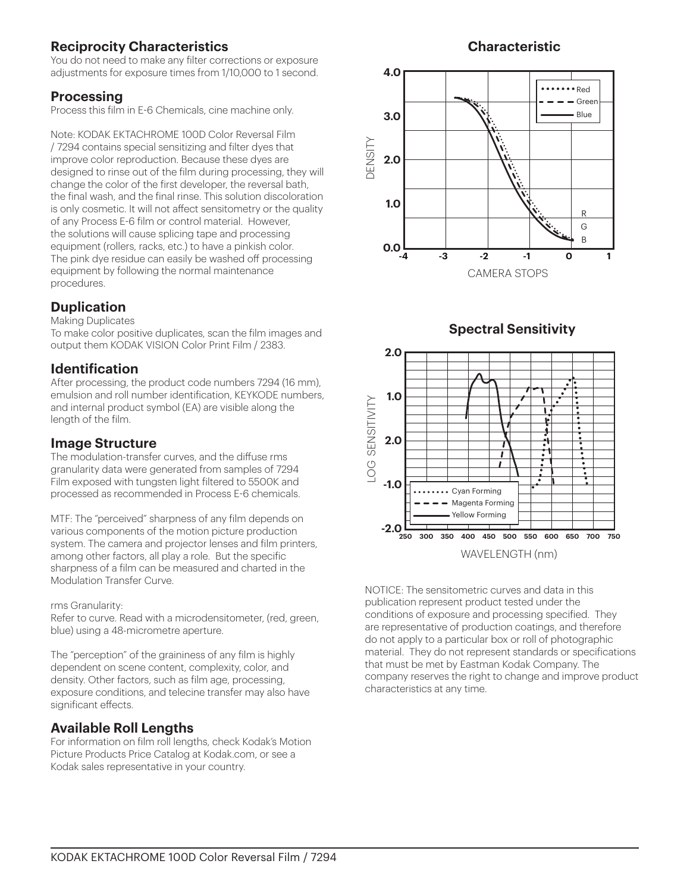## Reciprocity Characteristics

You do not need to make any filter corrections or exposure adjustments for exposure times from 1/10,000 to 1 second.

## Processing

Process this film in E-6 Chemicals, cine machine only.

Note: KODAK EKTACHROME 100D Color Reversal Film / 7294 contains special sensitizing and filter dyes that improve color reproduction. Because these dyes are designed to rinse out of the film during processing, they will change the color of the first developer, the reversal bath, the final wash, and the final rinse. This solution discoloration is only cosmetic. It will not affect sensitometry or the quality of any Process E-6 film or control material. However, the solutions will cause splicing tape and processing equipment (rollers, racks, etc.) to have a pinkish color. The pink dye residue can easily be washed off processing equipment by following the normal maintenance procedures.

## Duplication

Making Duplicates

To make color positive duplicates, scan the film images and output them KODAK VISION Color Print Film / 2383.

## Identification

After processing, the product code numbers 7294 (16 mm), emulsion and roll number identification, KEYKODE numbers, and internal product symbol (EA) are visible along the length of the film.

## Image Structure

The modulation-transfer curves, and the diffuse rms granularity data were generated from samples of 7294 Film exposed with tungsten light filtered to 5500K and processed as recommended in Process E-6 chemicals.

MTF: The "perceived" sharpness of any film depends on various components of the motion picture production system. The camera and projector lenses and film printers, among other factors, all play a role. But the specific sharpness of a film can be measured and charted in the Modulation Transfer Curve.

rms Granularity:

Refer to curve. Read with a microdensitometer, (red, green, blue) using a 48-micrometre aperture.

The "perception" of the graininess of any film is highly dependent on scene content, complexity, color, and density. Other factors, such as film age, processing, exposure conditions, and telecine transfer may also have significant effects.

## Available Roll Lengths

For information on film roll lengths, check Kodak's Motion Picture Products Price Catalog at Kodak.com, or see a Kodak sales representative in your country.

### Characteristic

### Spectral Sensitivity

NOTICE: The sensitometric curves and data in this publication represent product tested under the conditions of exposure and processing specified. They are representative of production coatings, and therefore do not apply to a particular box or roll of photographic material. They do not represent standards or specifications that must be met by Eastman Kodak Company. The company reserves the right to change and improve product characteristics at any time.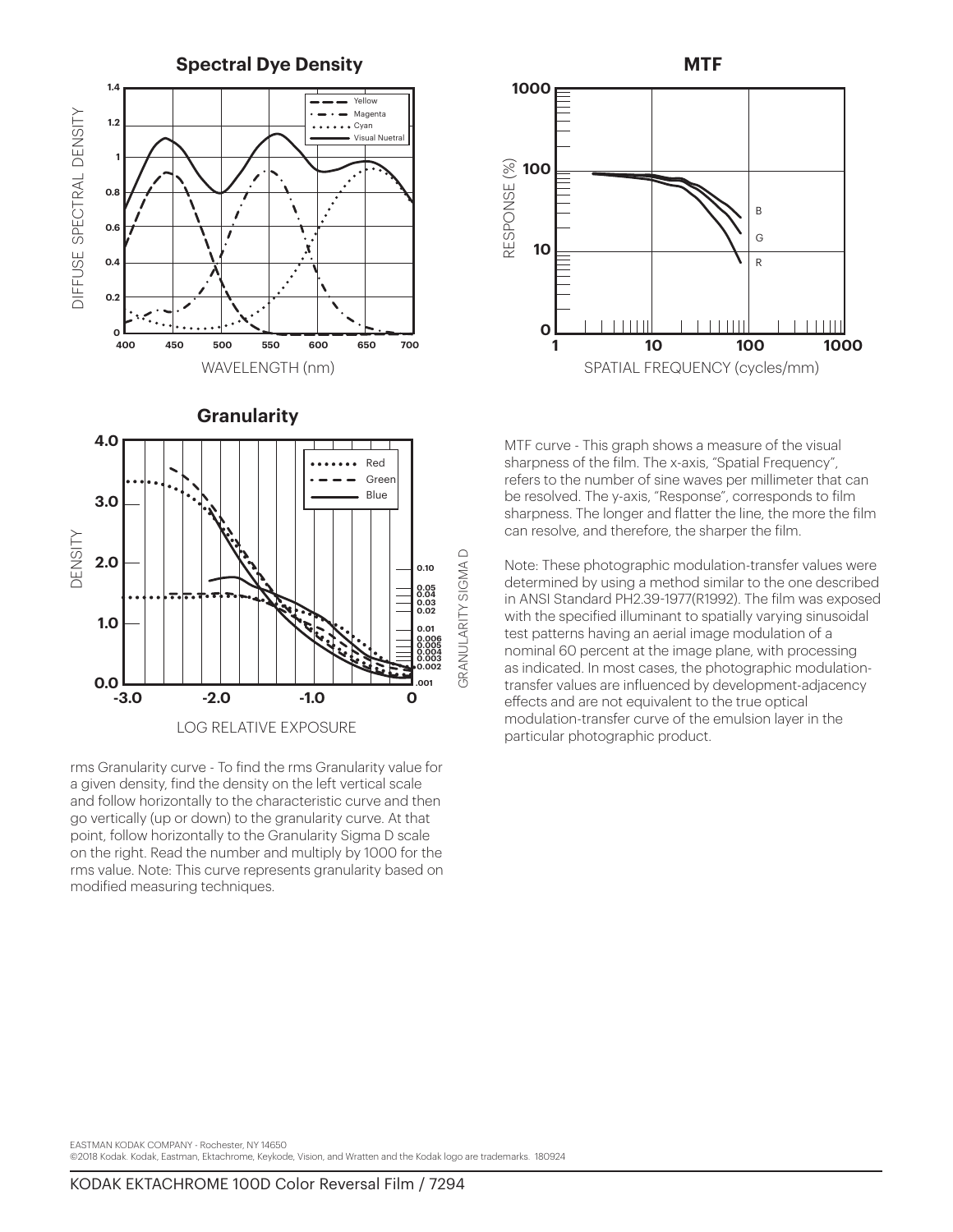## Spectral Dye Density

DIFFUSE SPECTRAL DENSITY

1.4
1.2
1
0.8
0.6
0.4
0.2
0

400 450 500 550 600 650 700

WAVELENGTH (nm)

Yellow
Magenta
Cyan
Visual Nuetral

## MTF

RESPONSE (%)

1000
100
10
0

1 10 100 1000

SPATIAL FREQUENCY (cycles/mm)

B
G
R

## Granularity

DENSITY

4.0
3.0
2.0
1.0
0.0

-3.0 -2.0 -1.0 0

LOG RELATIVE EXPOSURE

Red
Green
Blue

GRANULARITY SIGMA D

0.10
0.05
0.04
0.03
0.02
0.01
0.006
0.005
0.004
0.003
0.002
.001

rms Granularity curve - To find the rms Granularity value for a given density, find the density on the left vertical scale and follow horizontally to the characteristic curve and then go vertically (up or down) to the granularity curve. At that point, follow horizontally to the Granularity Sigma D scale on the right. Read the number and multiply by 1000 for the rms value. Note: This curve represents granularity based on modified measuring techniques.

MTF curve - This graph shows a measure of the visual sharpness of the film. The x-axis, "Spatial Frequency", refers to the number of sine waves per millimeter that can be resolved. The y-axis, "Response", corresponds to film sharpness. The longer and flatter the line, the more the film can resolve, and therefore, the sharper the film.

Note: These photographic modulation-transfer values were determined by using a method similar to the one described in ANSI Standard PH2.39-1977(R1992). The film was exposed with the specified illuminant to spatially varying sinusoidal test patterns having an aerial image modulation of a nominal 60 percent at the image plane, with processing as indicated. In most cases, the photographic modulation-transfer values are influenced by development-adjacency effects and are not equivalent to the true optical modulation-transfer curve of the emulsion layer in the particular photographic product.

EASTMAN KODAK COMPANY - Rochester, NY 14650
©2018 Kodak. Kodak, Eastman, Ektachrome, Keykode, Vision, and Wratten and the Kodak logo are trademarks. 180924